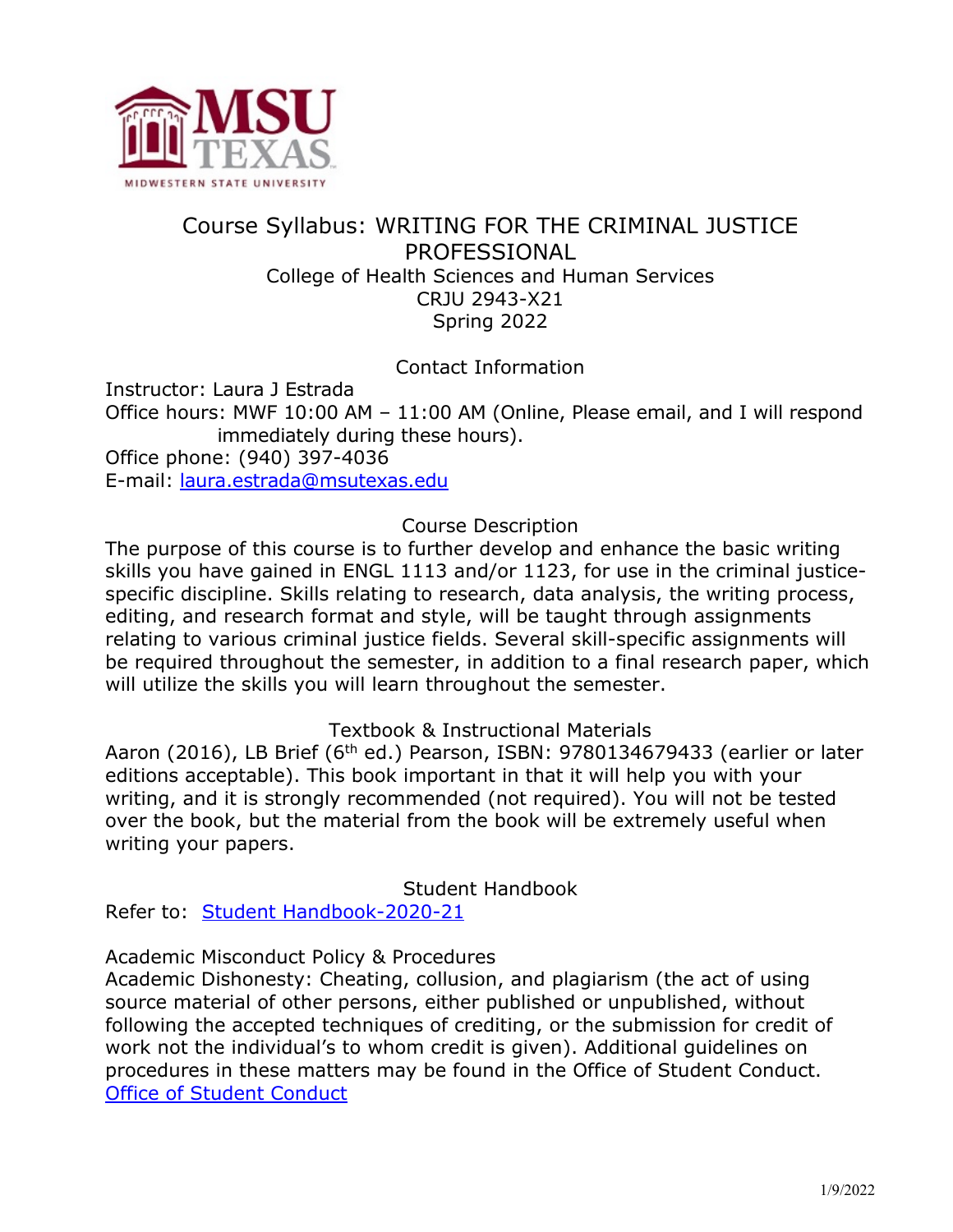# Course Syllabus: WRITING FOR THE CRIMINAL JUSTICE PROFESSIONAL

College of Health Sciences and Human Services
CRJU 2943-X21
Spring 2022

## Contact Information

Instructor: Laura J Estrada
Office hours: MWF 10:00 AM – 11:00 AM (Online, Please email, and I will respond immediately during these hours).
Office phone: (940) 397-4036
E-mail: laura.estrada@msutexas.edu

## Course Description

The purpose of this course is to further develop and enhance the basic writing skills you have gained in ENGL 1113 and/or 1123, for use in the criminal justice-specific discipline. Skills relating to research, data analysis, the writing process, editing, and research format and style, will be taught through assignments relating to various criminal justice fields. Several skill-specific assignments will be required throughout the semester, in addition to a final research paper, which will utilize the skills you will learn throughout the semester.

## Textbook & Instructional Materials

Aaron (2016), LB Brief (6th ed.) Pearson, ISBN: 9780134679433 (earlier or later editions acceptable). This book important in that it will help you with your writing, and it is strongly recommended (not required). You will not be tested over the book, but the material from the book will be extremely useful when writing your papers.

## Student Handbook

Refer to: Student Handbook-2020-21

## Academic Misconduct Policy & Procedures

Academic Dishonesty: Cheating, collusion, and plagiarism (the act of using source material of other persons, either published or unpublished, without following the accepted techniques of crediting, or the submission for credit of work not the individual's to whom credit is given). Additional guidelines on procedures in these matters may be found in the Office of Student Conduct.
Office of Student Conduct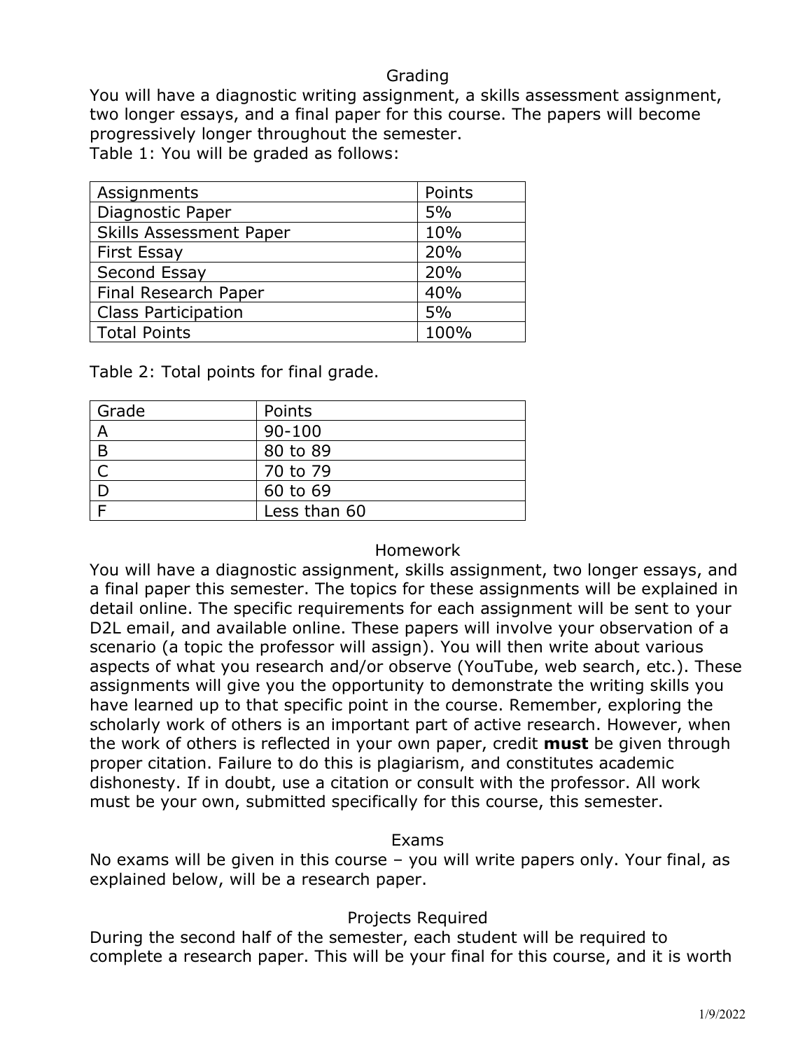## Grading

You will have a diagnostic writing assignment, a skills assessment assignment, two longer essays, and a final paper for this course. The papers will become progressively longer throughout the semester.

Table 1: You will be graded as follows:

| Assignments | Points |
|---|---|
| Diagnostic Paper | 5% |
| Skills Assessment Paper | 10% |
| First Essay | 20% |
| Second Essay | 20% |
| Final Research Paper | 40% |
| Class Participation | 5% |
| Total Points | 100% |

Table 2: Total points for final grade.

| Grade | Points |
|---|---|
| A | 90-100 |
| B | 80 to 89 |
| C | 70 to 79 |
| D | 60 to 69 |
| F | Less than 60 |

## Homework

You will have a diagnostic assignment, skills assignment, two longer essays, and a final paper this semester. The topics for these assignments will be explained in detail online. The specific requirements for each assignment will be sent to your D2L email, and available online. These papers will involve your observation of a scenario (a topic the professor will assign). You will then write about various aspects of what you research and/or observe (YouTube, web search, etc.). These assignments will give you the opportunity to demonstrate the writing skills you have learned up to that specific point in the course. Remember, exploring the scholarly work of others is an important part of active research. However, when the work of others is reflected in your own paper, credit **must** be given through proper citation. Failure to do this is plagiarism, and constitutes academic dishonesty. If in doubt, use a citation or consult with the professor. All work must be your own, submitted specifically for this course, this semester.

## Exams

No exams will be given in this course – you will write papers only. Your final, as explained below, will be a research paper.

## Projects Required

During the second half of the semester, each student will be required to complete a research paper. This will be your final for this course, and it is worth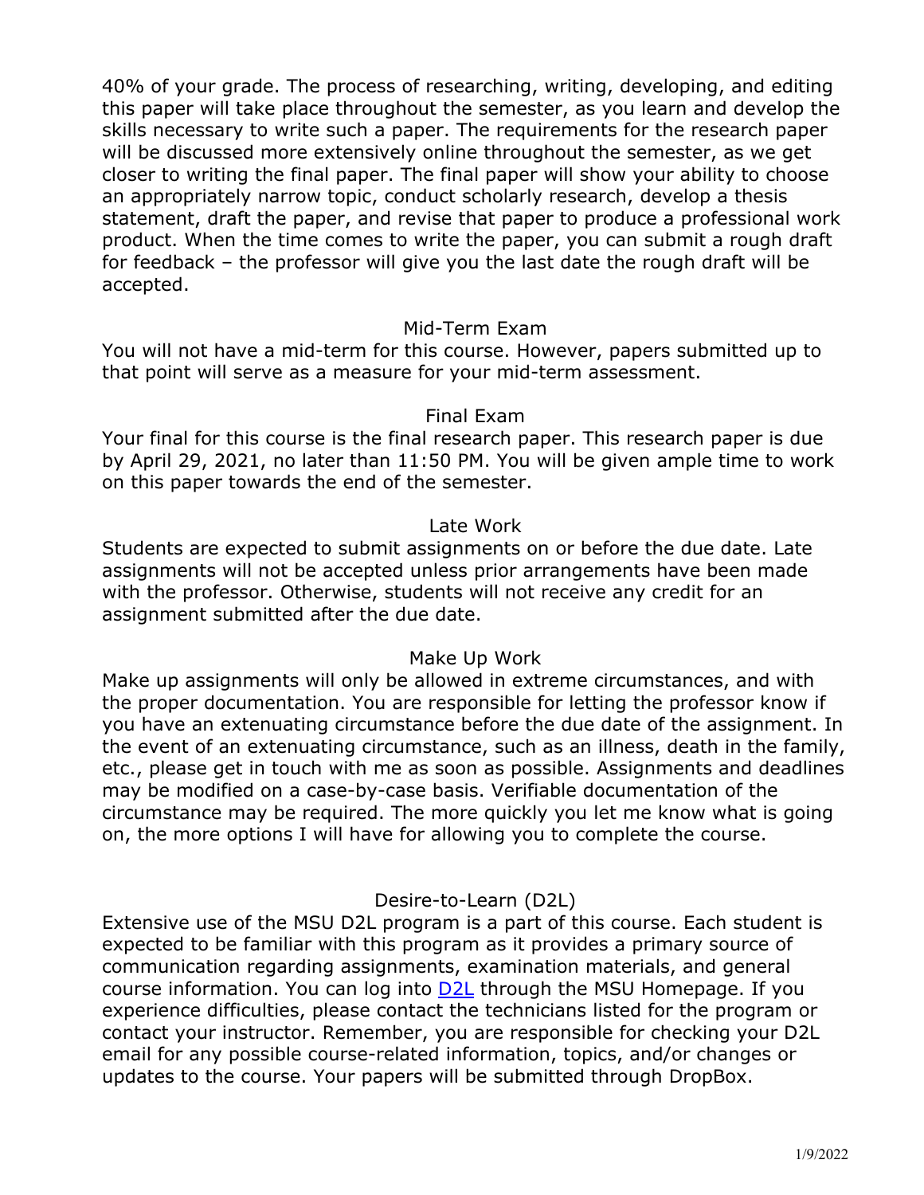40% of your grade. The process of researching, writing, developing, and editing this paper will take place throughout the semester, as you learn and develop the skills necessary to write such a paper. The requirements for the research paper will be discussed more extensively online throughout the semester, as we get closer to writing the final paper. The final paper will show your ability to choose an appropriately narrow topic, conduct scholarly research, develop a thesis statement, draft the paper, and revise that paper to produce a professional work product. When the time comes to write the paper, you can submit a rough draft for feedback – the professor will give you the last date the rough draft will be accepted.

## Mid-Term Exam

You will not have a mid-term for this course. However, papers submitted up to that point will serve as a measure for your mid-term assessment.

## Final Exam

Your final for this course is the final research paper. This research paper is due by April 29, 2021, no later than 11:50 PM. You will be given ample time to work on this paper towards the end of the semester.

## Late Work

Students are expected to submit assignments on or before the due date. Late assignments will not be accepted unless prior arrangements have been made with the professor. Otherwise, students will not receive any credit for an assignment submitted after the due date.

## Make Up Work

Make up assignments will only be allowed in extreme circumstances, and with the proper documentation. You are responsible for letting the professor know if you have an extenuating circumstance before the due date of the assignment. In the event of an extenuating circumstance, such as an illness, death in the family, etc., please get in touch with me as soon as possible. Assignments and deadlines may be modified on a case-by-case basis. Verifiable documentation of the circumstance may be required. The more quickly you let me know what is going on, the more options I will have for allowing you to complete the course.

## Desire-to-Learn (D2L)

Extensive use of the MSU D2L program is a part of this course. Each student is expected to be familiar with this program as it provides a primary source of communication regarding assignments, examination materials, and general course information. You can log into D2L through the MSU Homepage. If you experience difficulties, please contact the technicians listed for the program or contact your instructor. Remember, you are responsible for checking your D2L email for any possible course-related information, topics, and/or changes or updates to the course. Your papers will be submitted through DropBox.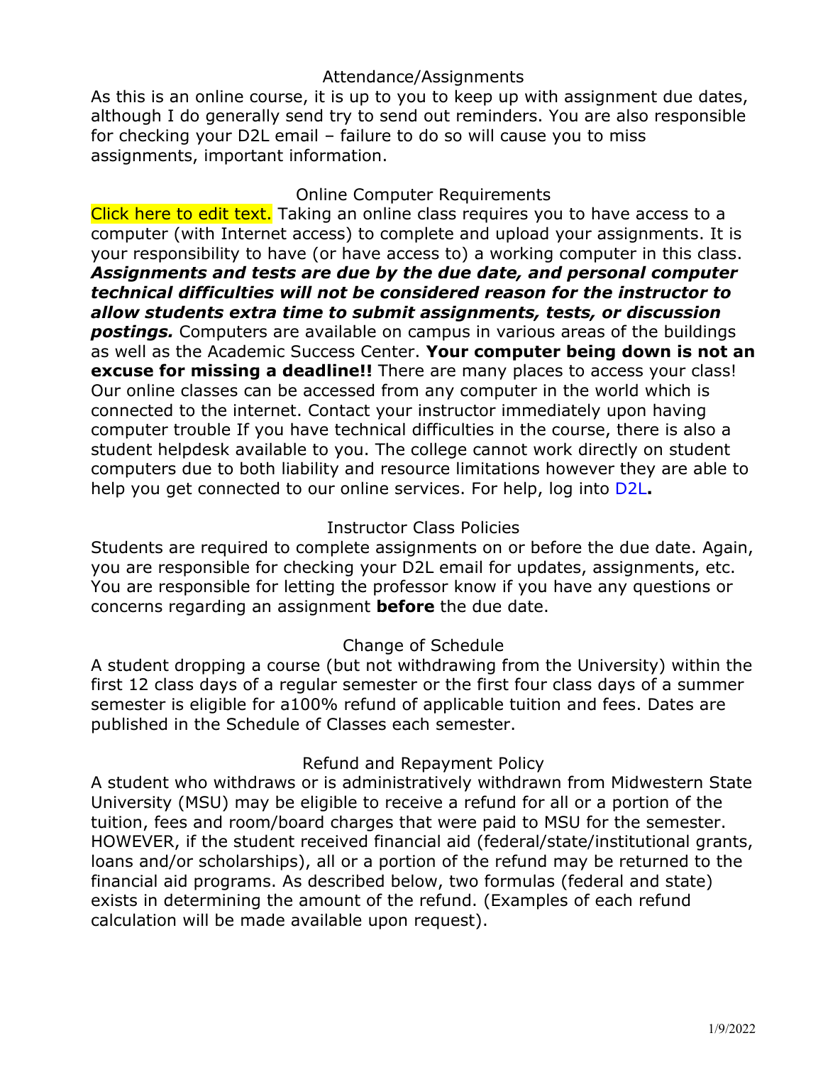## Attendance/Assignments

As this is an online course, it is up to you to keep up with assignment due dates, although I do generally send try to send out reminders. You are also responsible for checking your D2L email – failure to do so will cause you to miss assignments, important information.

## Online Computer Requirements

Click here to edit text. Taking an online class requires you to have access to a computer (with Internet access) to complete and upload your assignments. It is your responsibility to have (or have access to) a working computer in this class. ***Assignments and tests are due by the due date, and personal computer technical difficulties will not be considered reason for the instructor to allow students extra time to submit assignments, tests, or discussion postings.*** Computers are available on campus in various areas of the buildings as well as the Academic Success Center. **Your computer being down is not an excuse for missing a deadline!!** There are many places to access your class! Our online classes can be accessed from any computer in the world which is connected to the internet. Contact your instructor immediately upon having computer trouble If you have technical difficulties in the course, there is also a student helpdesk available to you. The college cannot work directly on student computers due to both liability and resource limitations however they are able to help you get connected to our online services. For help, log into D2L**.**

## Instructor Class Policies

Students are required to complete assignments on or before the due date. Again, you are responsible for checking your D2L email for updates, assignments, etc. You are responsible for letting the professor know if you have any questions or concerns regarding an assignment **before** the due date.

## Change of Schedule

A student dropping a course (but not withdrawing from the University) within the first 12 class days of a regular semester or the first four class days of a summer semester is eligible for a100% refund of applicable tuition and fees. Dates are published in the Schedule of Classes each semester.

## Refund and Repayment Policy

A student who withdraws or is administratively withdrawn from Midwestern State University (MSU) may be eligible to receive a refund for all or a portion of the tuition, fees and room/board charges that were paid to MSU for the semester. HOWEVER, if the student received financial aid (federal/state/institutional grants, loans and/or scholarships), all or a portion of the refund may be returned to the financial aid programs. As described below, two formulas (federal and state) exists in determining the amount of the refund. (Examples of each refund calculation will be made available upon request).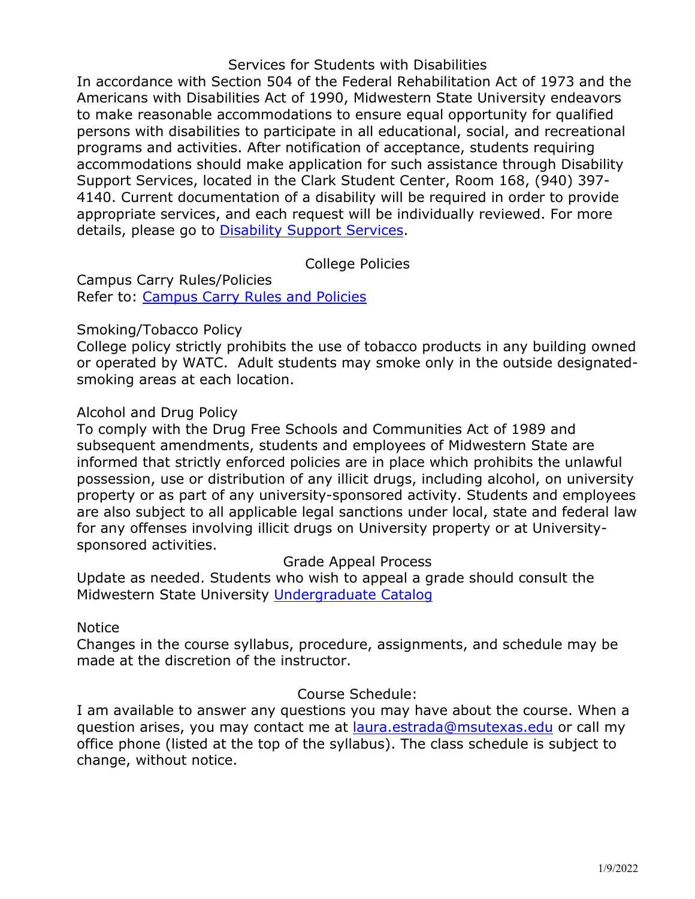## Services for Students with Disabilities

In accordance with Section 504 of the Federal Rehabilitation Act of 1973 and the Americans with Disabilities Act of 1990, Midwestern State University endeavors to make reasonable accommodations to ensure equal opportunity for qualified persons with disabilities to participate in all educational, social, and recreational programs and activities. After notification of acceptance, students requiring accommodations should make application for such assistance through Disability Support Services, located in the Clark Student Center, Room 168, (940) 397-4140. Current documentation of a disability will be required in order to provide appropriate services, and each request will be individually reviewed. For more details, please go to [Disability Support Services](#).

## College Policies

### Campus Carry Rules/Policies

Refer to: [Campus Carry Rules and Policies](#)

### Smoking/Tobacco Policy

College policy strictly prohibits the use of tobacco products in any building owned or operated by WATC. Adult students may smoke only in the outside designated-smoking areas at each location.

### Alcohol and Drug Policy

To comply with the Drug Free Schools and Communities Act of 1989 and subsequent amendments, students and employees of Midwestern State are informed that strictly enforced policies are in place which prohibits the unlawful possession, use or distribution of any illicit drugs, including alcohol, on university property or as part of any university-sponsored activity. Students and employees are also subject to all applicable legal sanctions under local, state and federal law for any offenses involving illicit drugs on University property or at University-sponsored activities.

## Grade Appeal Process

Update as needed. Students who wish to appeal a grade should consult the Midwestern State University [Undergraduate Catalog](#)

### Notice

Changes in the course syllabus, procedure, assignments, and schedule may be made at the discretion of the instructor.

## Course Schedule:

I am available to answer any questions you may have about the course. When a question arises, you may contact me at [laura.estrada@msutexas.edu](mailto:laura.estrada@msutexas.edu) or call my office phone (listed at the top of the syllabus). The class schedule is subject to change, without notice.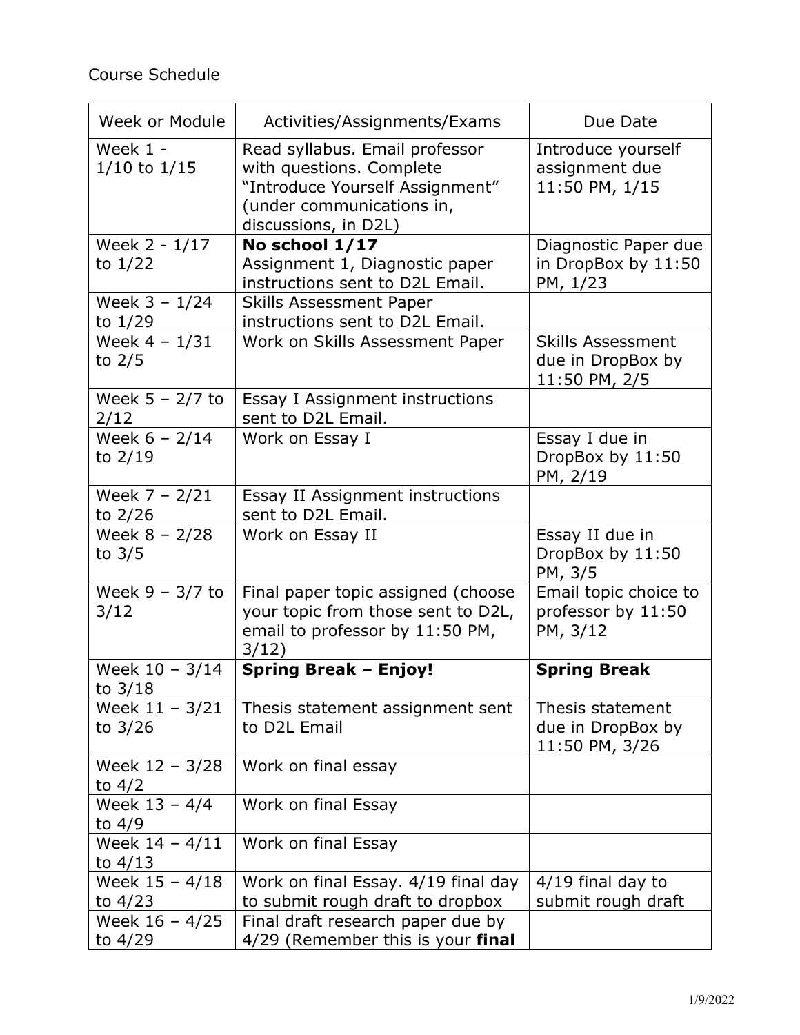Course Schedule

| Week or Module | Activities/Assignments/Exams | Due Date |
|---|---|---|
| Week 1 - 1/10 to 1/15 | Read syllabus. Email professor with questions. Complete "Introduce Yourself Assignment" (under communications in, discussions, in D2L) | Introduce yourself assignment due 11:50 PM, 1/15 |
| Week 2 - 1/17 to 1/22 | **No school 1/17** Assignment 1, Diagnostic paper instructions sent to D2L Email. | Diagnostic Paper due in DropBox by 11:50 PM, 1/23 |
| Week 3 – 1/24 to 1/29 | Skills Assessment Paper instructions sent to D2L Email. | |
| Week 4 – 1/31 to 2/5 | Work on Skills Assessment Paper | Skills Assessment due in DropBox by 11:50 PM, 2/5 |
| Week 5 – 2/7 to 2/12 | Essay I Assignment instructions sent to D2L Email. | |
| Week 6 – 2/14 to 2/19 | Work on Essay I | Essay I due in DropBox by 11:50 PM, 2/19 |
| Week 7 – 2/21 to 2/26 | Essay II Assignment instructions sent to D2L Email. | |
| Week 8 – 2/28 to 3/5 | Work on Essay II | Essay II due in DropBox by 11:50 PM, 3/5 |
| Week 9 – 3/7 to 3/12 | Final paper topic assigned (choose your topic from those sent to D2L, email to professor by 11:50 PM, 3/12) | Email topic choice to professor by 11:50 PM, 3/12 |
| Week 10 – 3/14 to 3/18 | **Spring Break – Enjoy!** | **Spring Break** |
| Week 11 – 3/21 to 3/26 | Thesis statement assignment sent to D2L Email | Thesis statement due in DropBox by 11:50 PM, 3/26 |
| Week 12 – 3/28 to 4/2 | Work on final essay | |
| Week 13 – 4/4 to 4/9 | Work on final Essay | |
| Week 14 – 4/11 to 4/13 | Work on final Essay | |
| Week 15 – 4/18 to 4/23 | Work on final Essay. 4/19 final day to submit rough draft to dropbox | 4/19 final day to submit rough draft |
| Week 16 – 4/25 to 4/29 | Final draft research paper due by 4/29 (Remember this is your **final** | |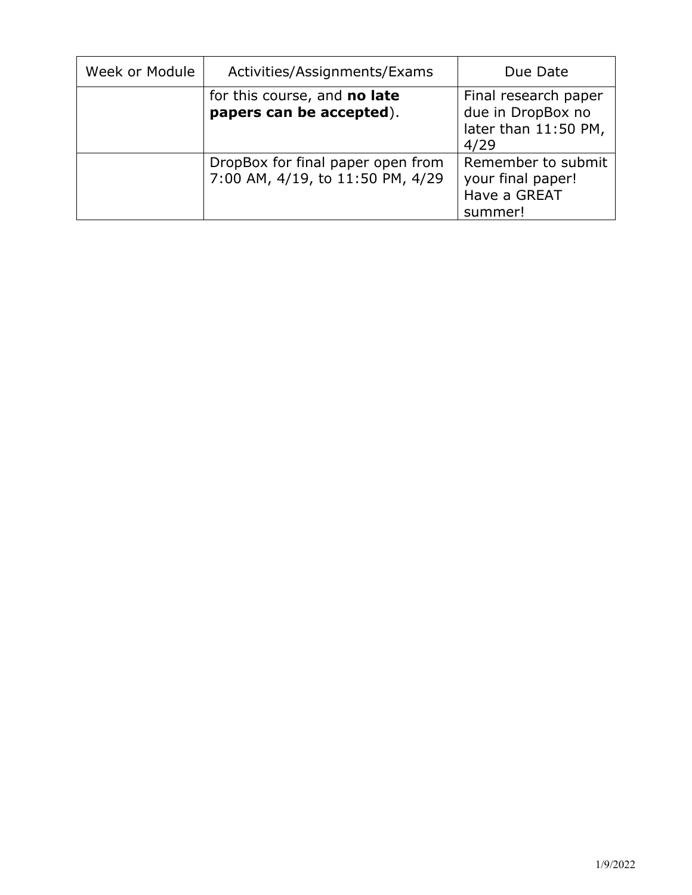| Week or Module | Activities/Assignments/Exams | Due Date |
|---|---|---|
| | for this course, and **no late papers can be accepted**). | Final research paper due in DropBox no later than 11:50 PM, 4/29 |
| | DropBox for final paper open from 7:00 AM, 4/19, to 11:50 PM, 4/29 | Remember to submit your final paper! Have a GREAT summer! |